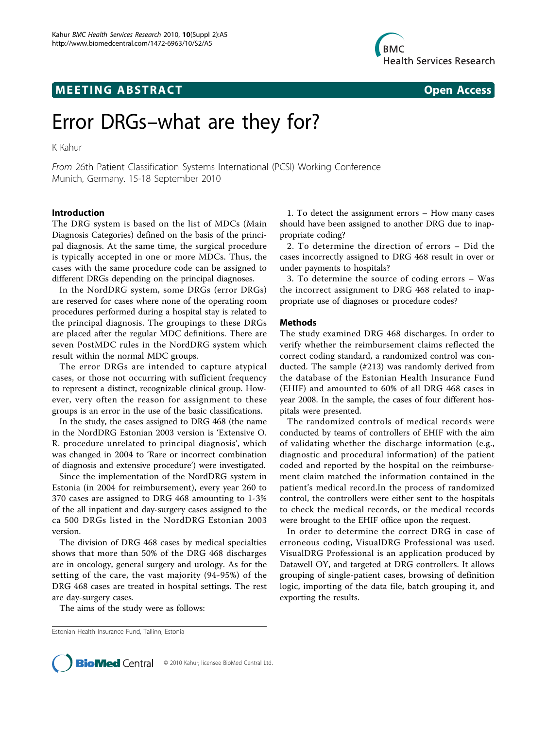## MEETING ABSTRACT

Open Access

# Error DRGs–what are they for?

K Kahur

*From* 26th Patient Classification Systems International (PCSI) Working Conference
Munich, Germany. 15-18 September 2010

### Introduction

The DRG system is based on the list of MDCs (Main Diagnosis Categories) defined on the basis of the principal diagnosis. At the same time, the surgical procedure is typically accepted in one or more MDCs. Thus, the cases with the same procedure code can be assigned to different DRGs depending on the principal diagnoses.

In the NordDRG system, some DRGs (error DRGs) are reserved for cases where none of the operating room procedures performed during a hospital stay is related to the principal diagnosis. The groupings to these DRGs are placed after the regular MDC definitions. There are seven PostMDC rules in the NordDRG system which result within the normal MDC groups.

The error DRGs are intended to capture atypical cases, or those not occurring with sufficient frequency to represent a distinct, recognizable clinical group. However, very often the reason for assignment to these groups is an error in the use of the basic classifications.

In the study, the cases assigned to DRG 468 (the name in the NordDRG Estonian 2003 version is 'Extensive O. R. procedure unrelated to principal diagnosis', which was changed in 2004 to 'Rare or incorrect combination of diagnosis and extensive procedure') were investigated.

Since the implementation of the NordDRG system in Estonia (in 2004 for reimbursement), every year 260 to 370 cases are assigned to DRG 468 amounting to 1-3% of the all inpatient and day-surgery cases assigned to the ca 500 DRGs listed in the NordDRG Estonian 2003 version.

The division of DRG 468 cases by medical specialties shows that more than 50% of the DRG 468 discharges are in oncology, general surgery and urology. As for the setting of the care, the vast majority (94-95%) of the DRG 468 cases are treated in hospital settings. The rest are day-surgery cases.

The aims of the study were as follows:

1. To detect the assignment errors – How many cases should have been assigned to another DRG due to inappropriate coding?

2. To determine the direction of errors – Did the cases incorrectly assigned to DRG 468 result in over or under payments to hospitals?

3. To determine the source of coding errors – Was the incorrect assignment to DRG 468 related to inappropriate use of diagnoses or procedure codes?

### Methods

The study examined DRG 468 discharges. In order to verify whether the reimbursement claims reflected the correct coding standard, a randomized control was conducted. The sample (#213) was randomly derived from the database of the Estonian Health Insurance Fund (EHIF) and amounted to 60% of all DRG 468 cases in year 2008. In the sample, the cases of four different hospitals were presented.

The randomized controls of medical records were conducted by teams of controllers of EHIF with the aim of validating whether the discharge information (e.g., diagnostic and procedural information) of the patient coded and reported by the hospital on the reimbursement claim matched the information contained in the patient's medical record.In the process of randomized control, the controllers were either sent to the hospitals to check the medical records, or the medical records were brought to the EHIF office upon the request.

In order to determine the correct DRG in case of erroneous coding, VisualDRG Professional was used. VisualDRG Professional is an application produced by Datawell OY, and targeted at DRG controllers. It allows grouping of single-patient cases, browsing of definition logic, importing of the data file, batch grouping it, and exporting the results.

Estonian Health Insurance Fund, Tallinn, Estonia

© 2010 Kahur; licensee BioMed Central Ltd.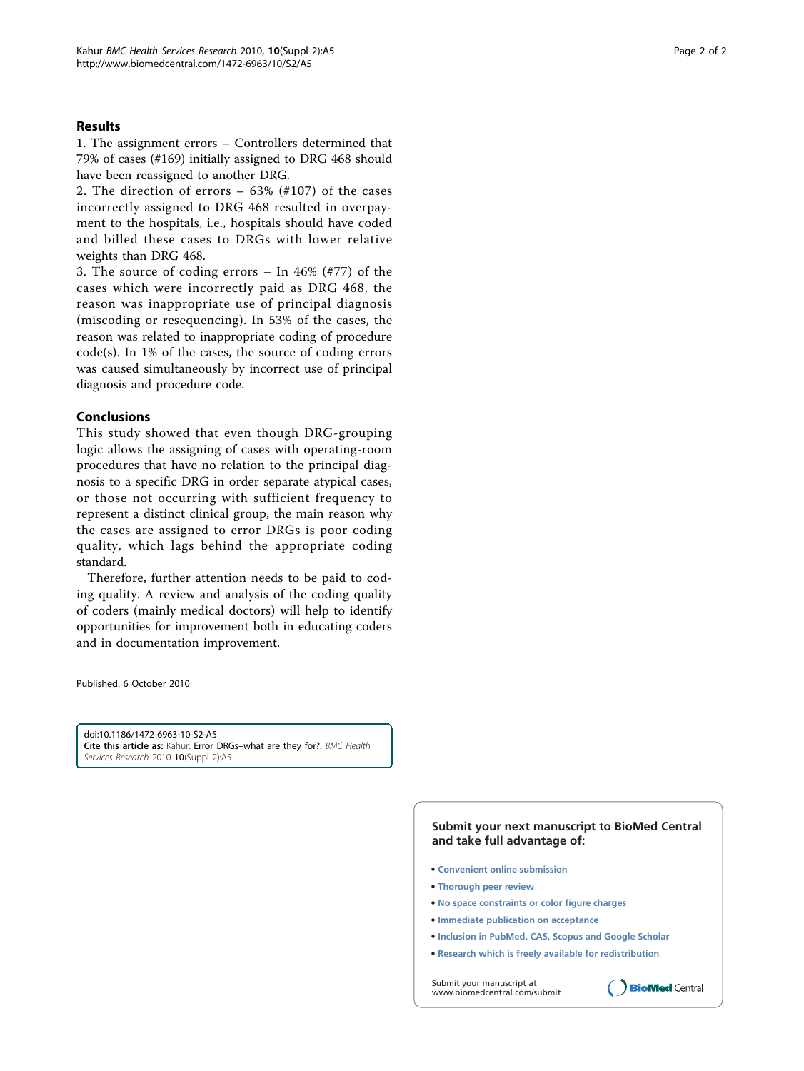## Results

1. The assignment errors – Controllers determined that 79% of cases (#169) initially assigned to DRG 468 should have been reassigned to another DRG.
2. The direction of errors – 63% (#107) of the cases incorrectly assigned to DRG 468 resulted in overpayment to the hospitals, i.e., hospitals should have coded and billed these cases to DRGs with lower relative weights than DRG 468.
3. The source of coding errors – In 46% (#77) of the cases which were incorrectly paid as DRG 468, the reason was inappropriate use of principal diagnosis (miscoding or resequencing). In 53% of the cases, the reason was related to inappropriate coding of procedure code(s). In 1% of the cases, the source of coding errors was caused simultaneously by incorrect use of principal diagnosis and procedure code.

## Conclusions

This study showed that even though DRG-grouping logic allows the assigning of cases with operating-room procedures that have no relation to the principal diagnosis to a specific DRG in order separate atypical cases, or those not occurring with sufficient frequency to represent a distinct clinical group, the main reason why the cases are assigned to error DRGs is poor coding quality, which lags behind the appropriate coding standard.

Therefore, further attention needs to be paid to coding quality. A review and analysis of the coding quality of coders (mainly medical doctors) will help to identify opportunities for improvement both in educating coders and in documentation improvement.

Published: 6 October 2010

doi:10.1186/1472-6963-10-S2-A5

**Cite this article as:** Kahur: Error DRGs–what are they for?. *BMC Health Services Research* 2010 **10**(Suppl 2):A5.

**Submit your next manuscript to BioMed Central and take full advantage of:**

- Convenient online submission
- Thorough peer review
- No space constraints or color figure charges
- Immediate publication on acceptance
- Inclusion in PubMed, CAS, Scopus and Google Scholar
- Research which is freely available for redistribution

Submit your manuscript at www.biomedcentral.com/submit